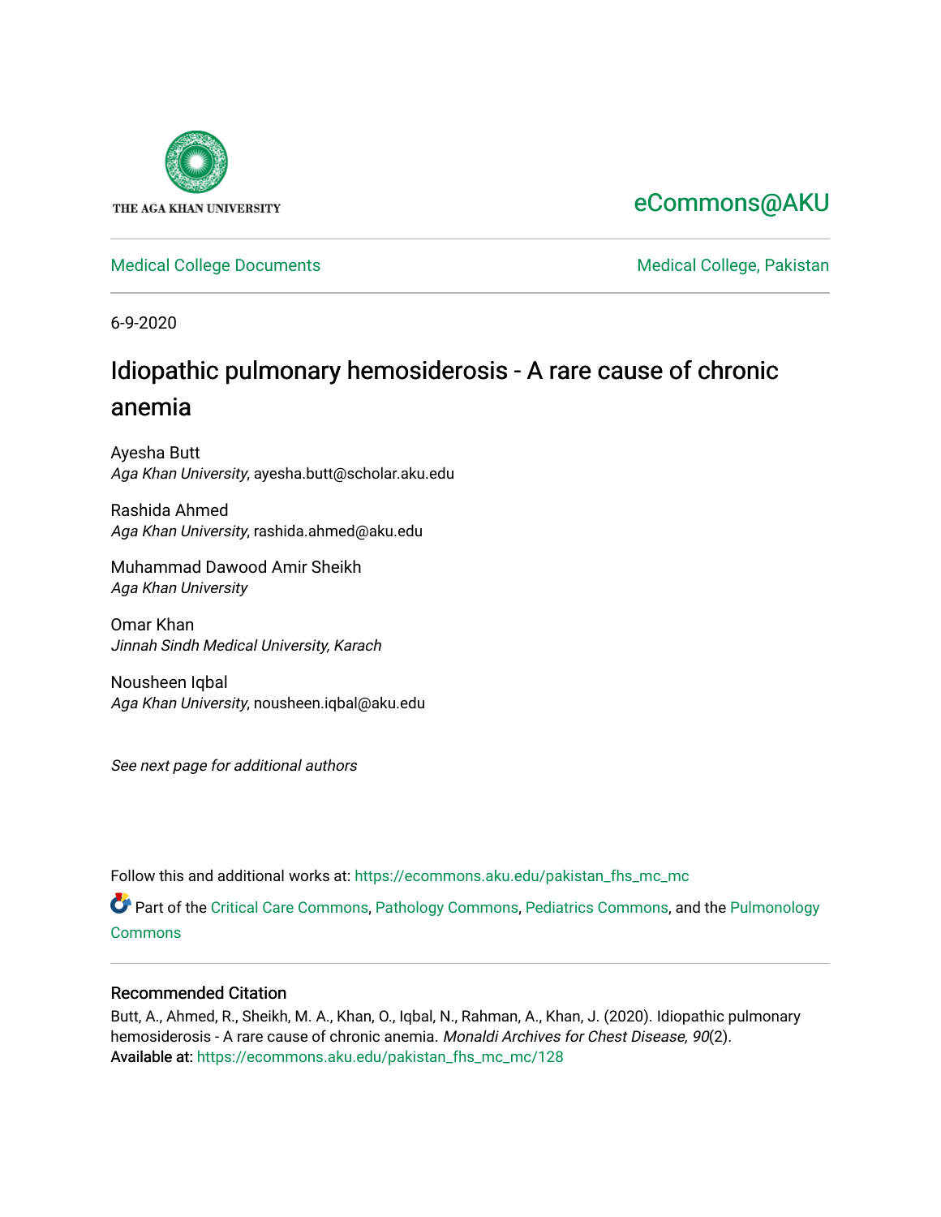THE AGA KHAN UNIVERSITY

eCommons@AKU

Medical College Documents

Medical College, Pakistan

6-9-2020

# Idiopathic pulmonary hemosiderosis - A rare cause of chronic anemia

Ayesha Butt
*Aga Khan University*, ayesha.butt@scholar.aku.edu

Rashida Ahmed
*Aga Khan University*, rashida.ahmed@aku.edu

Muhammad Dawood Amir Sheikh
*Aga Khan University*

Omar Khan
*Jinnah Sindh Medical University, Karach*

Nousheen Iqbal
*Aga Khan University*, nousheen.iqbal@aku.edu

*See next page for additional authors*

Follow this and additional works at: https://ecommons.aku.edu/pakistan_fhs_mc_mc

Part of the Critical Care Commons, Pathology Commons, Pediatrics Commons, and the Pulmonology Commons

## Recommended Citation

Butt, A., Ahmed, R., Sheikh, M. A., Khan, O., Iqbal, N., Rahman, A., Khan, J. (2020). Idiopathic pulmonary hemosiderosis - A rare cause of chronic anemia. *Monaldi Archives for Chest Disease, 90*(2).
Available at: https://ecommons.aku.edu/pakistan_fhs_mc_mc/128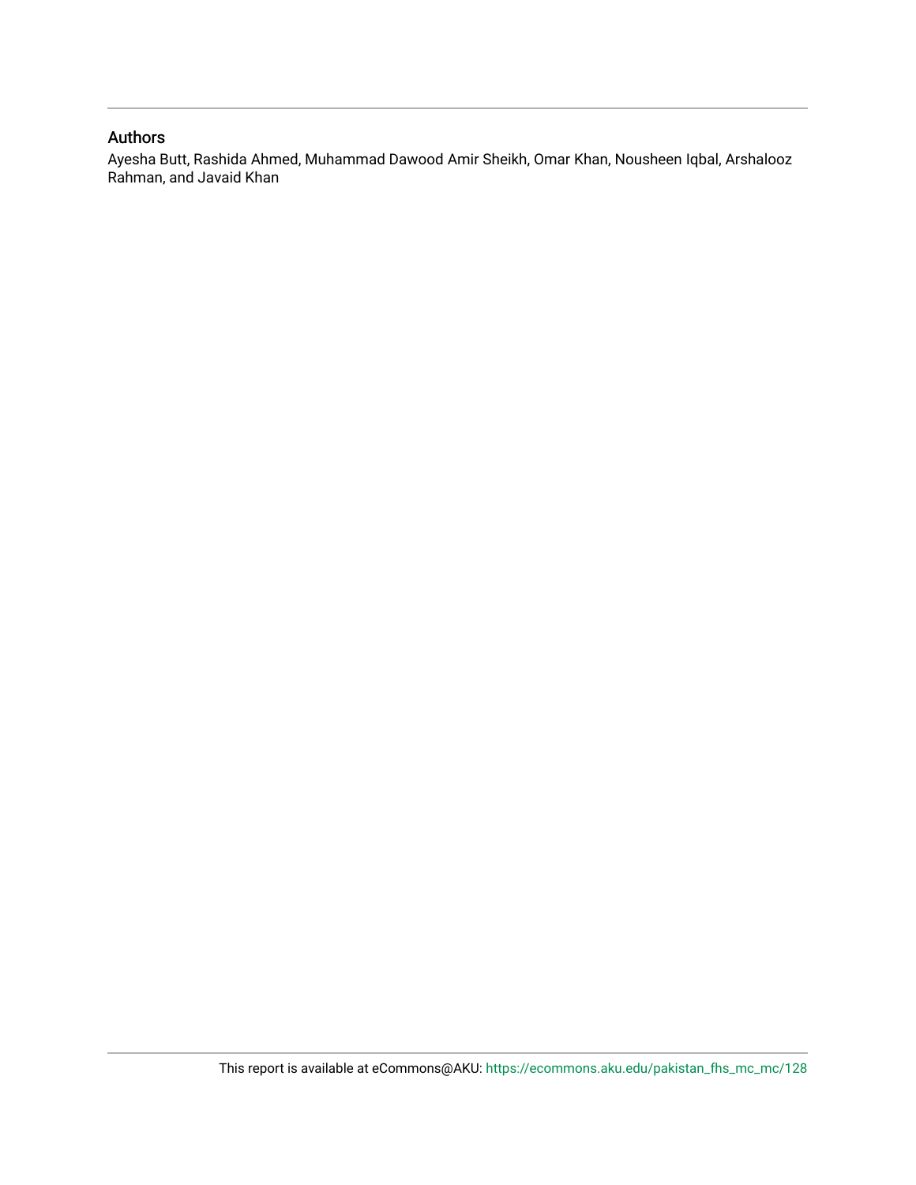## Authors

Ayesha Butt, Rashida Ahmed, Muhammad Dawood Amir Sheikh, Omar Khan, Nousheen Iqbal, Arshalooz Rahman, and Javaid Khan

This report is available at eCommons@AKU: https://ecommons.aku.edu/pakistan_fhs_mc_mc/128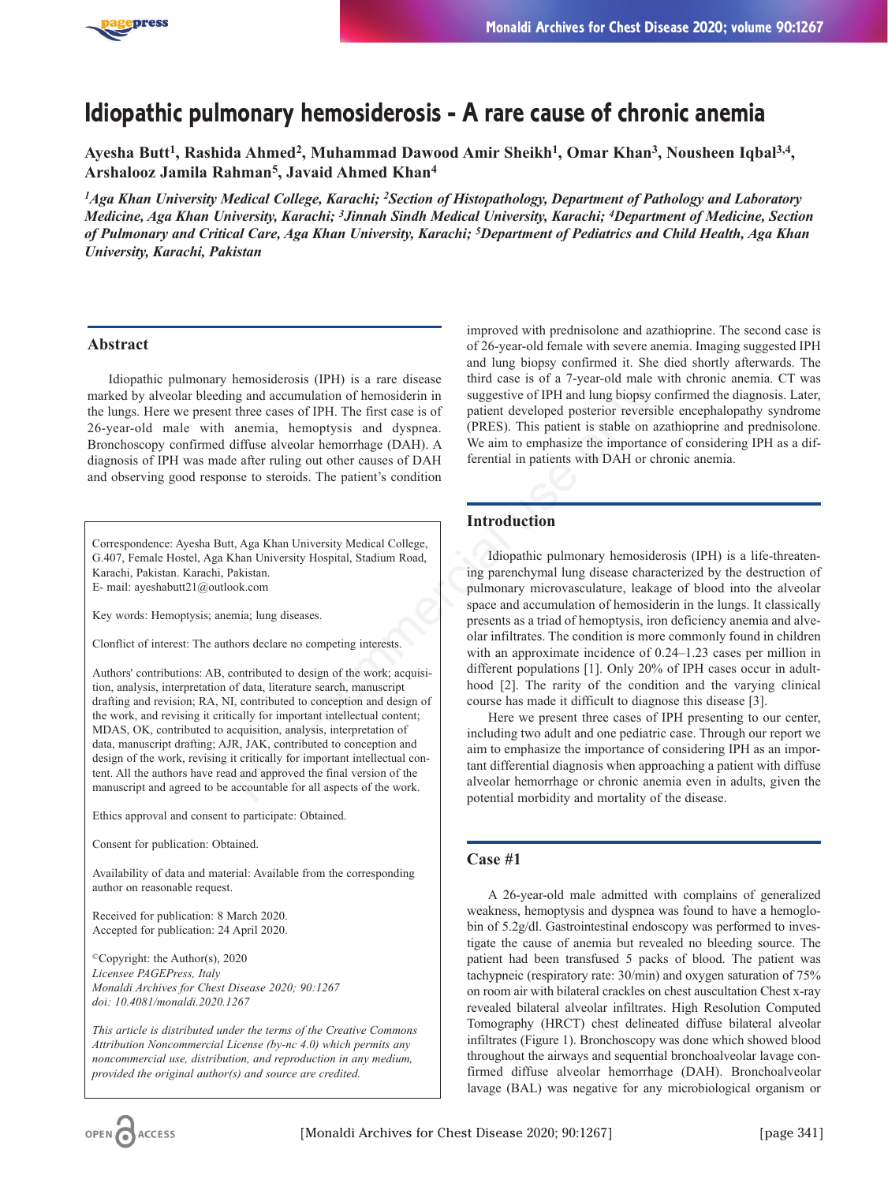# Idiopathic pulmonary hemosiderosis - A rare cause of chronic anemia

**Ayesha Butt[1], Rashida Ahmed[2], Muhammad Dawood Amir Sheikh[1], Omar Khan[3], Nousheen Iqbal[3,4], Arshalooz Jamila Rahman[5], Javaid Ahmed Khan[4]**

*[1]Aga Khan University Medical College, Karachi; [2]Section of Histopathology, Department of Pathology and Laboratory Medicine, Aga Khan University, Karachi; [3]Jinnah Sindh Medical University, Karachi; [4]Department of Medicine, Section of Pulmonary and Critical Care, Aga Khan University, Karachi; [5]Department of Pediatrics and Child Health, Aga Khan University, Karachi, Pakistan*

## Abstract

Idiopathic pulmonary hemosiderosis (IPH) is a rare disease marked by alveolar bleeding and accumulation of hemosiderin in the lungs. Here we present three cases of IPH. The first case is of 26-year-old male with anemia, hemoptysis and dyspnea. Bronchoscopy confirmed diffuse alveolar hemorrhage (DAH). A diagnosis of IPH was made after ruling out other causes of DAH and observing good response to steroids. The patient's condition improved with prednisolone and azathioprine. The second case is of 26-year-old female with severe anemia. Imaging suggested IPH and lung biopsy confirmed it. She died shortly afterwards. The third case is of a 7-year-old male with chronic anemia. CT was suggestive of IPH and lung biopsy confirmed the diagnosis. Later, patient developed posterior reversible encephalopathy syndrome (PRES). This patient is stable on azathioprine and prednisolone. We aim to emphasize the importance of considering IPH as a differential in patients with DAH or chronic anemia.

Correspondence: Ayesha Butt, Aga Khan University Medical College, G.407, Female Hostel, Aga Khan University Hospital, Stadium Road, Karachi, Pakistan. Karachi, Pakistan.
E- mail: ayeshabutt21@outlook.com

Key words: Hemoptysis; anemia; lung diseases.

Clonflict of interest: The authors declare no competing interests.

Authors' contributions: AB, contributed to design of the work; acquisition, analysis, interpretation of data, literature search, manuscript drafting and revision; RA, NI, contributed to conception and design of the work, and revising it critically for important intellectual content; MDAS, OK, contributed to acquisition, analysis, interpretation of data, manuscript drafting; AJR, JAK, contributed to conception and design of the work, revising it critically for important intellectual content. All the authors have read and approved the final version of the manuscript and agreed to be accountable for all aspects of the work.

Ethics approval and consent to participate: Obtained.

Consent for publication: Obtained.

Availability of data and material: Available from the corresponding author on reasonable request.

Received for publication: 8 March 2020.
Accepted for publication: 24 April 2020.

©Copyright: the Author(s), 2020
*Licensee PAGEPress, Italy*
*Monaldi Archives for Chest Disease 2020; 90:1267*
*doi: 10.4081/monaldi.2020.1267*

*This article is distributed under the terms of the Creative Commons Attribution Noncommercial License (by-nc 4.0) which permits any noncommercial use, distribution, and reproduction in any medium, provided the original author(s) and source are credited.*

## Introduction

Idiopathic pulmonary hemosiderosis (IPH) is a life-threatening parenchymal lung disease characterized by the destruction of pulmonary microvasculature, leakage of blood into the alveolar space and accumulation of hemosiderin in the lungs. It classically presents as a triad of hemoptysis, iron deficiency anemia and alveolar infiltrates. The condition is more commonly found in children with an approximate incidence of 0.24–1.23 cases per million in different populations [1]. Only 20% of IPH cases occur in adulthood [2]. The rarity of the condition and the varying clinical course has made it difficult to diagnose this disease [3].

Here we present three cases of IPH presenting to our center, including two adult and one pediatric case. Through our report we aim to emphasize the importance of considering IPH as an important differential diagnosis when approaching a patient with diffuse alveolar hemorrhage or chronic anemia even in adults, given the potential morbidity and mortality of the disease.

## Case #1

A 26-year-old male admitted with complains of generalized weakness, hemoptysis and dyspnea was found to have a hemoglobin of 5.2g/dl. Gastrointestinal endoscopy was performed to investigate the cause of anemia but revealed no bleeding source. The patient had been transfused 5 packs of blood. The patient was tachypneic (respiratory rate: 30/min) and oxygen saturation of 75% on room air with bilateral crackles on chest auscultation Chest x-ray revealed bilateral alveolar infiltrates. High Resolution Computed Tomography (HRCT) chest delineated diffuse bilateral alveolar infiltrates (Figure 1). Bronchoscopy was done which showed blood throughout the airways and sequential bronchoalveolar lavage confirmed diffuse alveolar hemorrhage (DAH). Bronchoalveolar lavage (BAL) was negative for any microbiological organism or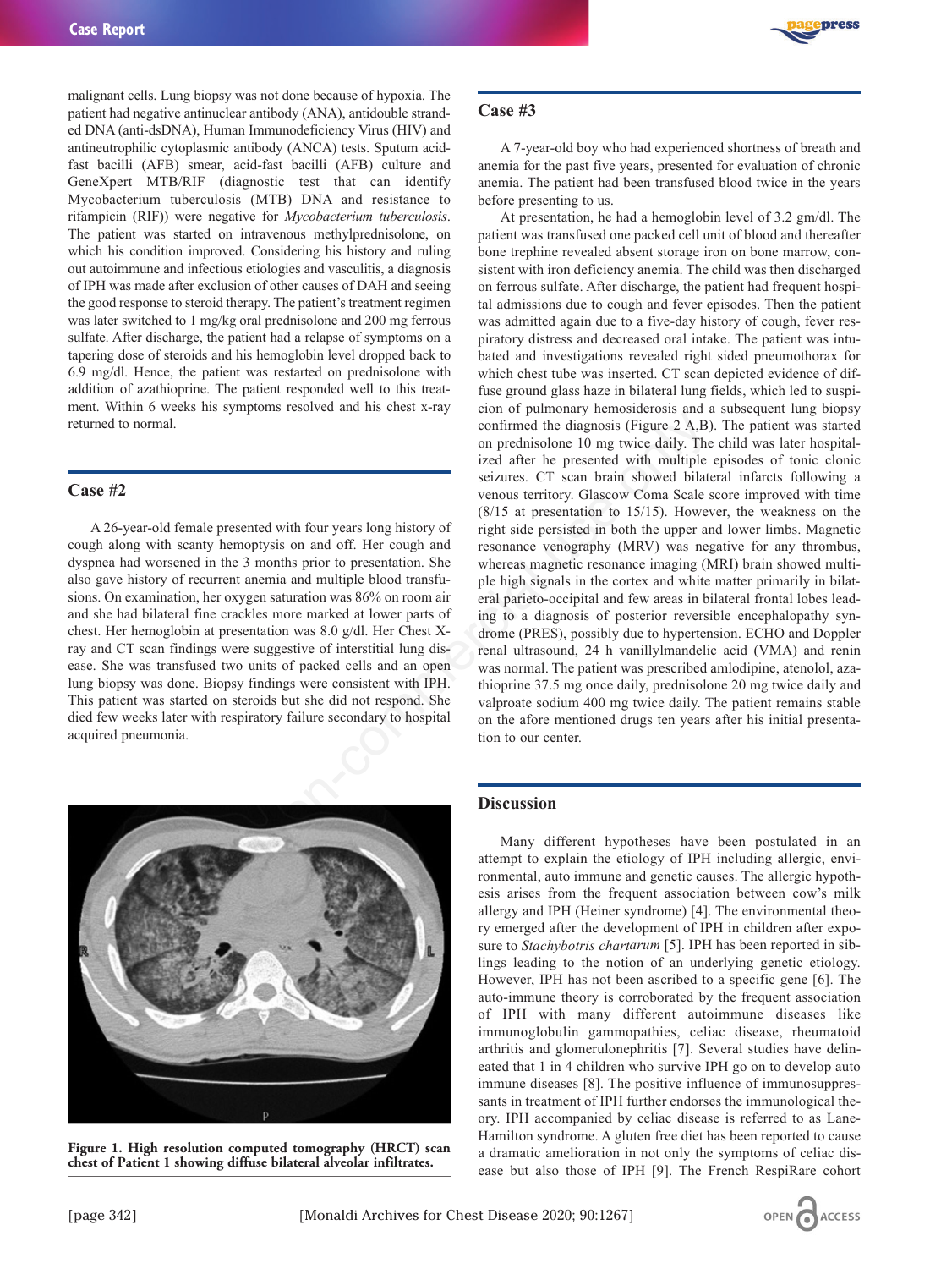malignant cells. Lung biopsy was not done because of hypoxia. The patient had negative antinuclear antibody (ANA), antidouble stranded DNA (anti-dsDNA), Human Immunodeficiency Virus (HIV) and antineutrophilic cytoplasmic antibody (ANCA) tests. Sputum acid-fast bacilli (AFB) smear, acid-fast bacilli (AFB) culture and GeneXpert MTB/RIF (diagnostic test that can identify Mycobacterium tuberculosis (MTB) DNA and resistance to rifampicin (RIF)) were negative for *Mycobacterium tuberculosis*. The patient was started on intravenous methylprednisolone, on which his condition improved. Considering his history and ruling out autoimmune and infectious etiologies and vasculitis, a diagnosis of IPH was made after exclusion of other causes of DAH and seeing the good response to steroid therapy. The patient's treatment regimen was later switched to 1 mg/kg oral prednisolone and 200 mg ferrous sulfate. After discharge, the patient had a relapse of symptoms on a tapering dose of steroids and his hemoglobin level dropped back to 6.9 mg/dl. Hence, the patient was restarted on prednisolone with addition of azathioprine. The patient responded well to this treatment. Within 6 weeks his symptoms resolved and his chest x-ray returned to normal.

## Case #2

A 26-year-old female presented with four years long history of cough along with scanty hemoptysis on and off. Her cough and dyspnea had worsened in the 3 months prior to presentation. She also gave history of recurrent anemia and multiple blood transfusions. On examination, her oxygen saturation was 86% on room air and she had bilateral fine crackles more marked at lower parts of chest. Her hemoglobin at presentation was 8.0 g/dl. Her Chest X-ray and CT scan findings were suggestive of interstitial lung disease. She was transfused two units of packed cells and an open lung biopsy was done. Biopsy findings were consistent with IPH. This patient was started on steroids but she did not respond. She died few weeks later with respiratory failure secondary to hospital acquired pneumonia.

**Figure 1. High resolution computed tomography (HRCT) scan chest of Patient 1 showing diffuse bilateral alveolar infiltrates.**

## Case #3

A 7-year-old boy who had experienced shortness of breath and anemia for the past five years, presented for evaluation of chronic anemia. The patient had been transfused blood twice in the years before presenting to us.

At presentation, he had a hemoglobin level of 3.2 gm/dl. The patient was transfused one packed cell unit of blood and thereafter bone trephine revealed absent storage iron on bone marrow, consistent with iron deficiency anemia. The child was then discharged on ferrous sulfate. After discharge, the patient had frequent hospital admissions due to cough and fever episodes. Then the patient was admitted again due to a five-day history of cough, fever respiratory distress and decreased oral intake. The patient was intubated and investigations revealed right sided pneumothorax for which chest tube was inserted. CT scan depicted evidence of diffuse ground glass haze in bilateral lung fields, which led to suspicion of pulmonary hemosiderosis and a subsequent lung biopsy confirmed the diagnosis (Figure 2 A,B). The patient was started on prednisolone 10 mg twice daily. The child was later hospitalized after he presented with multiple episodes of tonic clonic seizures. CT scan brain showed bilateral infarcts following a venous territory. Glascow Coma Scale score improved with time (8/15 at presentation to 15/15). However, the weakness on the right side persisted in both the upper and lower limbs. Magnetic resonance venography (MRV) was negative for any thrombus, whereas magnetic resonance imaging (MRI) brain showed multiple high signals in the cortex and white matter primarily in bilateral parieto-occipital and few areas in bilateral frontal lobes leading to a diagnosis of posterior reversible encephalopathy syndrome (PRES), possibly due to hypertension. ECHO and Doppler renal ultrasound, 24 h vanillylmandelic acid (VMA) and renin was normal. The patient was prescribed amlodipine, atenolol, azathioprine 37.5 mg once daily, prednisolone 20 mg twice daily and valproate sodium 400 mg twice daily. The patient remains stable on the afore mentioned drugs ten years after his initial presentation to our center.

## Discussion

Many different hypotheses have been postulated in an attempt to explain the etiology of IPH including allergic, environmental, auto immune and genetic causes. The allergic hypothesis arises from the frequent association between cow's milk allergy and IPH (Heiner syndrome) [4]. The environmental theory emerged after the development of IPH in children after exposure to *Stachybotris chartarum* [5]. IPH has been reported in siblings leading to the notion of an underlying genetic etiology. However, IPH has not been ascribed to a specific gene [6]. The auto-immune theory is corroborated by the frequent association of IPH with many different autoimmune diseases like immunoglobulin gammopathies, celiac disease, rheumatoid arthritis and glomerulonephritis [7]. Several studies have delineated that 1 in 4 children who survive IPH go on to develop auto immune diseases [8]. The positive influence of immunosuppressants in treatment of IPH further endorses the immunological theory. IPH accompanied by celiac disease is referred to as Lane-Hamilton syndrome. A gluten free diet has been reported to cause a dramatic amelioration in not only the symptoms of celiac disease but also those of IPH [9]. The French RespiRare cohort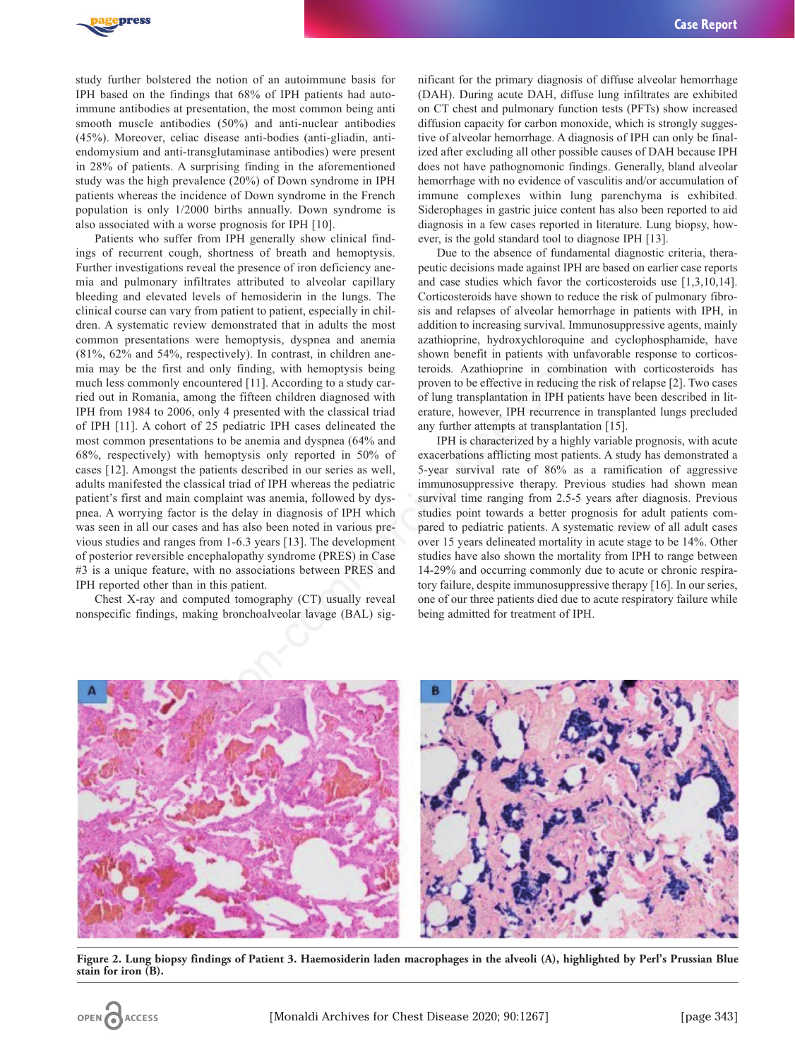study further bolstered the notion of an autoimmune basis for IPH based on the findings that 68% of IPH patients had autoimmune antibodies at presentation, the most common being anti smooth muscle antibodies (50%) and anti-nuclear antibodies (45%). Moreover, celiac disease anti-bodies (anti-gliadin, anti-endomysium and anti-transglutaminase antibodies) were present in 28% of patients. A surprising finding in the aforementioned study was the high prevalence (20%) of Down syndrome in IPH patients whereas the incidence of Down syndrome in the French population is only 1/2000 births annually. Down syndrome is also associated with a worse prognosis for IPH [10].

Patients who suffer from IPH generally show clinical findings of recurrent cough, shortness of breath and hemoptysis. Further investigations reveal the presence of iron deficiency anemia and pulmonary infiltrates attributed to alveolar capillary bleeding and elevated levels of hemosiderin in the lungs. The clinical course can vary from patient to patient, especially in children. A systematic review demonstrated that in adults the most common presentations were hemoptysis, dyspnea and anemia (81%, 62% and 54%, respectively). In contrast, in children anemia may be the first and only finding, with hemoptysis being much less commonly encountered [11]. According to a study carried out in Romania, among the fifteen children diagnosed with IPH from 1984 to 2006, only 4 presented with the classical triad of IPH [11]. A cohort of 25 pediatric IPH cases delineated the most common presentations to be anemia and dyspnea (64% and 68%, respectively) with hemoptysis only reported in 50% of cases [12]. Amongst the patients described in our series as well, adults manifested the classical triad of IPH whereas the pediatric patient's first and main complaint was anemia, followed by dyspnea. A worrying factor is the delay in diagnosis of IPH which was seen in all our cases and has also been noted in various previous studies and ranges from 1-6.3 years [13]. The development of posterior reversible encephalopathy syndrome (PRES) in Case #3 is a unique feature, with no associations between PRES and IPH reported other than in this patient.

Chest X-ray and computed tomography (CT) usually reveal nonspecific findings, making bronchoalveolar lavage (BAL) significant for the primary diagnosis of diffuse alveolar hemorrhage (DAH). During acute DAH, diffuse lung infiltrates are exhibited on CT chest and pulmonary function tests (PFTs) show increased diffusion capacity for carbon monoxide, which is strongly suggestive of alveolar hemorrhage. A diagnosis of IPH can only be finalized after excluding all other possible causes of DAH because IPH does not have pathognomonic findings. Generally, bland alveolar hemorrhage with no evidence of vasculitis and/or accumulation of immune complexes within lung parenchyma is exhibited. Siderophages in gastric juice content has also been reported to aid diagnosis in a few cases reported in literature. Lung biopsy, however, is the gold standard tool to diagnose IPH [13].

Due to the absence of fundamental diagnostic criteria, therapeutic decisions made against IPH are based on earlier case reports and case studies which favor the corticosteroids use [1,3,10,14]. Corticosteroids have shown to reduce the risk of pulmonary fibrosis and relapses of alveolar hemorrhage in patients with IPH, in addition to increasing survival. Immunosuppressive agents, mainly azathioprine, hydroxychloroquine and cyclophosphamide, have shown benefit in patients with unfavorable response to corticosteroids. Azathioprine in combination with corticosteroids has proven to be effective in reducing the risk of relapse [2]. Two cases of lung transplantation in IPH patients have been described in literature, however, IPH recurrence in transplanted lungs precluded any further attempts at transplantation [15].

IPH is characterized by a highly variable prognosis, with acute exacerbations afflicting most patients. A study has demonstrated a 5-year survival rate of 86% as a ramification of aggressive immunosuppressive therapy. Previous studies had shown mean survival time ranging from 2.5-5 years after diagnosis. Previous studies point towards a better prognosis for adult patients compared to pediatric patients. A systematic review of all adult cases over 15 years delineated mortality in acute stage to be 14%. Other studies have also shown the mortality from IPH to range between 14-29% and occurring commonly due to acute or chronic respiratory failure, despite immunosuppressive therapy [16]. In our series, one of our three patients died due to acute respiratory failure while being admitted for treatment of IPH.

**Figure 2. Lung biopsy findings of Patient 3. Haemosiderin laden macrophages in the alveoli (A), highlighted by Perl's Prussian Blue stain for iron (B).**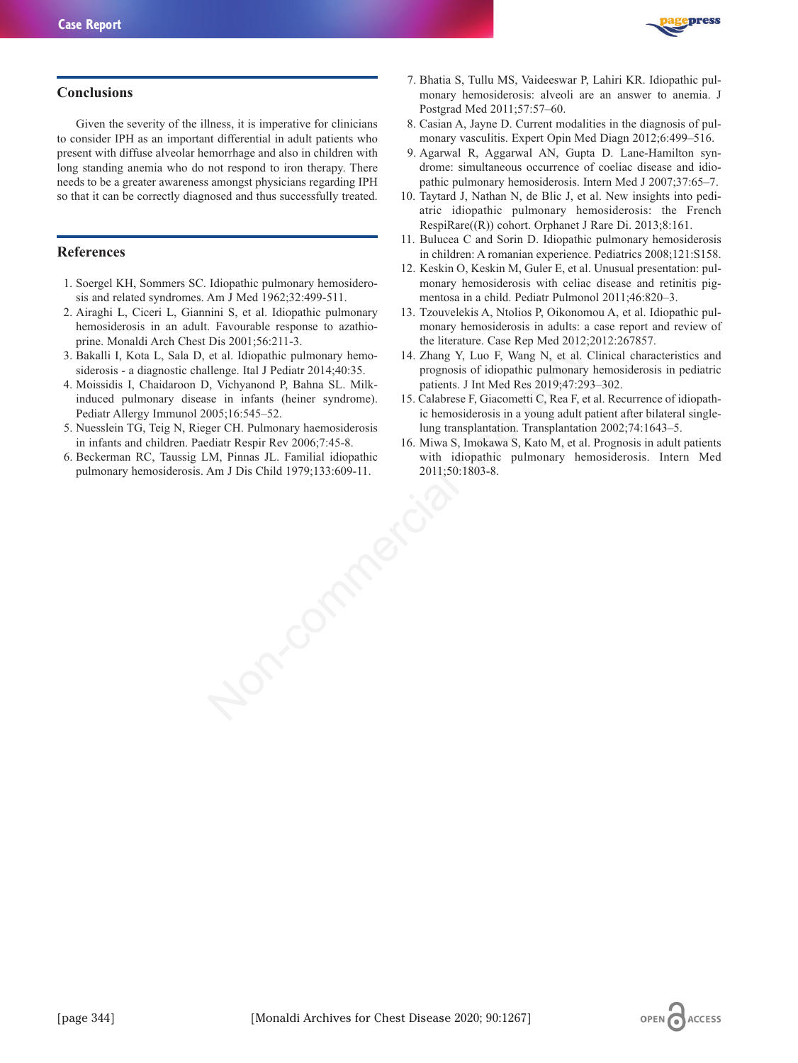## Conclusions

Given the severity of the illness, it is imperative for clinicians to consider IPH as an important differential in adult patients who present with diffuse alveolar hemorrhage and also in children with long standing anemia who do not respond to iron therapy. There needs to be a greater awareness amongst physicians regarding IPH so that it can be correctly diagnosed and thus successfully treated.

## References

1. Soergel KH, Sommers SC. Idiopathic pulmonary hemosiderosis and related syndromes. Am J Med 1962;32:499-511.
2. Airaghi L, Ciceri L, Giannini S, et al. Idiopathic pulmonary hemosiderosis in an adult. Favourable response to azathioprine. Monaldi Arch Chest Dis 2001;56:211-3.
3. Bakalli I, Kota L, Sala D, et al. Idiopathic pulmonary hemosiderosis - a diagnostic challenge. Ital J Pediatr 2014;40:35.
4. Moissidis I, Chaidaroon D, Vichyanond P, Bahna SL. Milk-induced pulmonary disease in infants (heiner syndrome). Pediatr Allergy Immunol 2005;16:545–52.
5. Nuesslein TG, Teig N, Rieger CH. Pulmonary haemosiderosis in infants and children. Paediatr Respir Rev 2006;7:45-8.
6. Beckerman RC, Taussig LM, Pinnas JL. Familial idiopathic pulmonary hemosiderosis. Am J Dis Child 1979;133:609-11.
7. Bhatia S, Tullu MS, Vaideeswar P, Lahiri KR. Idiopathic pulmonary hemosiderosis: alveoli are an answer to anemia. J Postgrad Med 2011;57:57–60.
8. Casian A, Jayne D. Current modalities in the diagnosis of pulmonary vasculitis. Expert Opin Med Diagn 2012;6:499–516.
9. Agarwal R, Aggarwal AN, Gupta D. Lane-Hamilton syndrome: simultaneous occurrence of coeliac disease and idiopathic pulmonary hemosiderosis. Intern Med J 2007;37:65–7.
10. Taytard J, Nathan N, de Blic J, et al. New insights into pediatric idiopathic pulmonary hemosiderosis: the French RespiRare((R)) cohort. Orphanet J Rare Di. 2013;8:161.
11. Bulucea C and Sorin D. Idiopathic pulmonary hemosiderosis in children: A romanian experience. Pediatrics 2008;121:S158.
12. Keskin O, Keskin M, Guler E, et al. Unusual presentation: pulmonary hemosiderosis with celiac disease and retinitis pigmentosa in a child. Pediatr Pulmonol 2011;46:820–3.
13. Tzouvelekis A, Ntolios P, Oikonomou A, et al. Idiopathic pulmonary hemosiderosis in adults: a case report and review of the literature. Case Rep Med 2012;2012:267857.
14. Zhang Y, Luo F, Wang N, et al. Clinical characteristics and prognosis of idiopathic pulmonary hemosiderosis in pediatric patients. J Int Med Res 2019;47:293–302.
15. Calabrese F, Giacometti C, Rea F, et al. Recurrence of idiopathic hemosiderosis in a young adult patient after bilateral single-lung transplantation. Transplantation 2002;74:1643–5.
16. Miwa S, Imokawa S, Kato M, et al. Prognosis in adult patients with idiopathic pulmonary hemosiderosis. Intern Med 2011;50:1803-8.